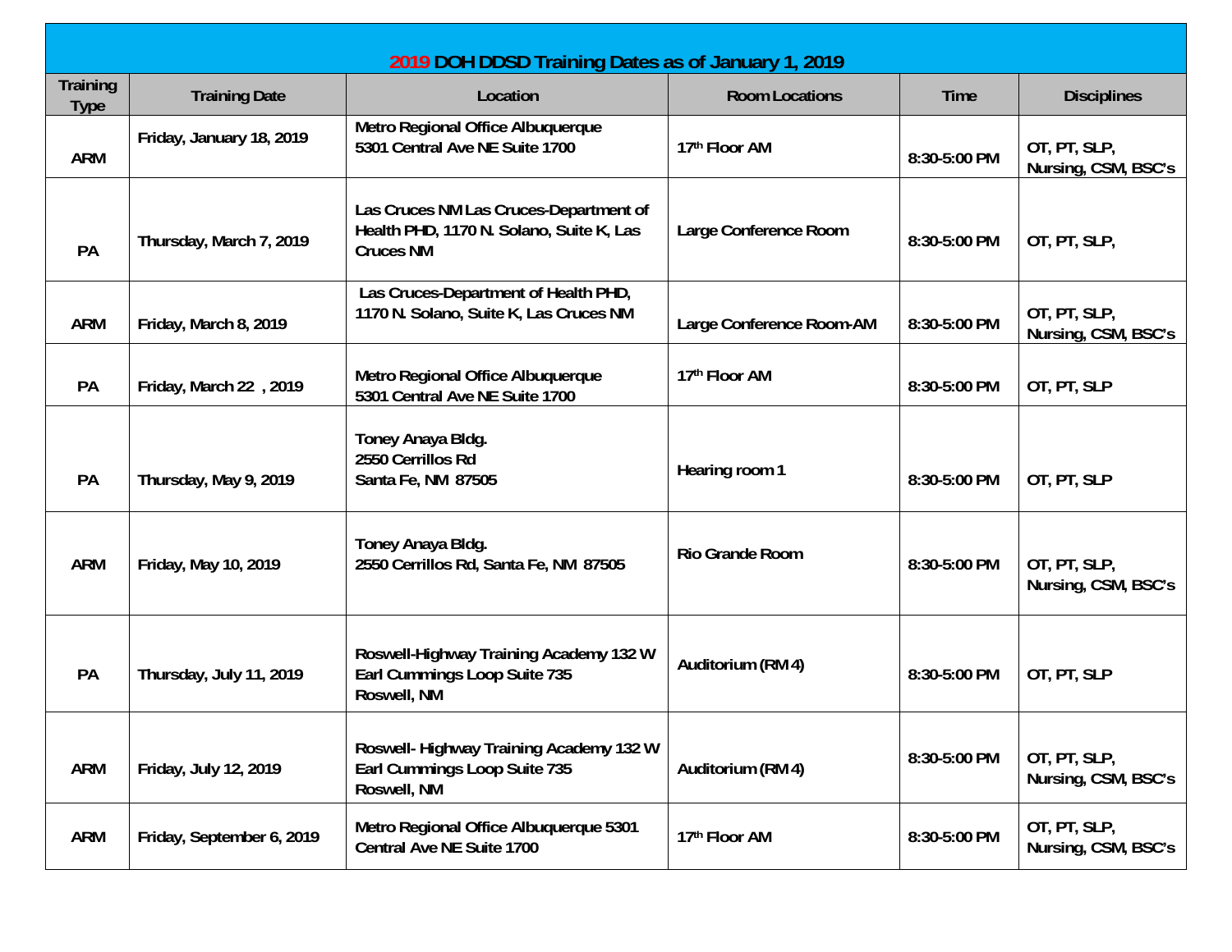# 2019 DOH DDSD Training Dates as of January 1, 2019

| Training Type | Training Date | Location | Room Locations | Time | Disciplines |
|---|---|---|---|---|---|
| ARM | Friday, January 18, 2019 | Metro Regional Office Albuquerque 5301 Central Ave NE Suite 1700 | 17th Floor AM | 8:30-5:00 PM | OT, PT, SLP, Nursing, CSM, BSC's |
| PA | Thursday, March 7, 2019 | Las Cruces NM Las Cruces-Department of Health PHD, 1170 N. Solano, Suite K, Las Cruces NM | Large Conference Room | 8:30-5:00 PM | OT, PT, SLP, |
| ARM | Friday, March 8, 2019 | Las Cruces-Department of Health PHD, 1170 N. Solano, Suite K, Las Cruces NM | Large Conference Room-AM | 8:30-5:00 PM | OT, PT, SLP, Nursing, CSM, BSC's |
| PA | Friday, March 22 , 2019 | Metro Regional Office Albuquerque 5301 Central Ave NE Suite 1700 | 17th Floor AM | 8:30-5:00 PM | OT, PT, SLP |
| PA | Thursday, May 9, 2019 | Toney Anaya Bldg. 2550 Cerrillos Rd Santa Fe, NM 87505 | Hearing room 1 | 8:30-5:00 PM | OT, PT, SLP |
| ARM | Friday, May 10, 2019 | Toney Anaya Bldg. 2550 Cerrillos Rd, Santa Fe, NM 87505 | Rio Grande Room | 8:30-5:00 PM | OT, PT, SLP, Nursing, CSM, BSC's |
| PA | Thursday, July 11, 2019 | Roswell-Highway Training Academy 132 W Earl Cummings Loop Suite 735 Roswell, NM | Auditorium (RM 4) | 8:30-5:00 PM | OT, PT, SLP |
| ARM | Friday, July 12, 2019 | Roswell- Highway Training Academy 132 W Earl Cummings Loop Suite 735 Roswell, NM | Auditorium (RM 4) | 8:30-5:00 PM | OT, PT, SLP, Nursing, CSM, BSC's |
| ARM | Friday, September 6, 2019 | Metro Regional Office Albuquerque 5301 Central Ave NE Suite 1700 | 17th Floor AM | 8:30-5:00 PM | OT, PT, SLP, Nursing, CSM, BSC's |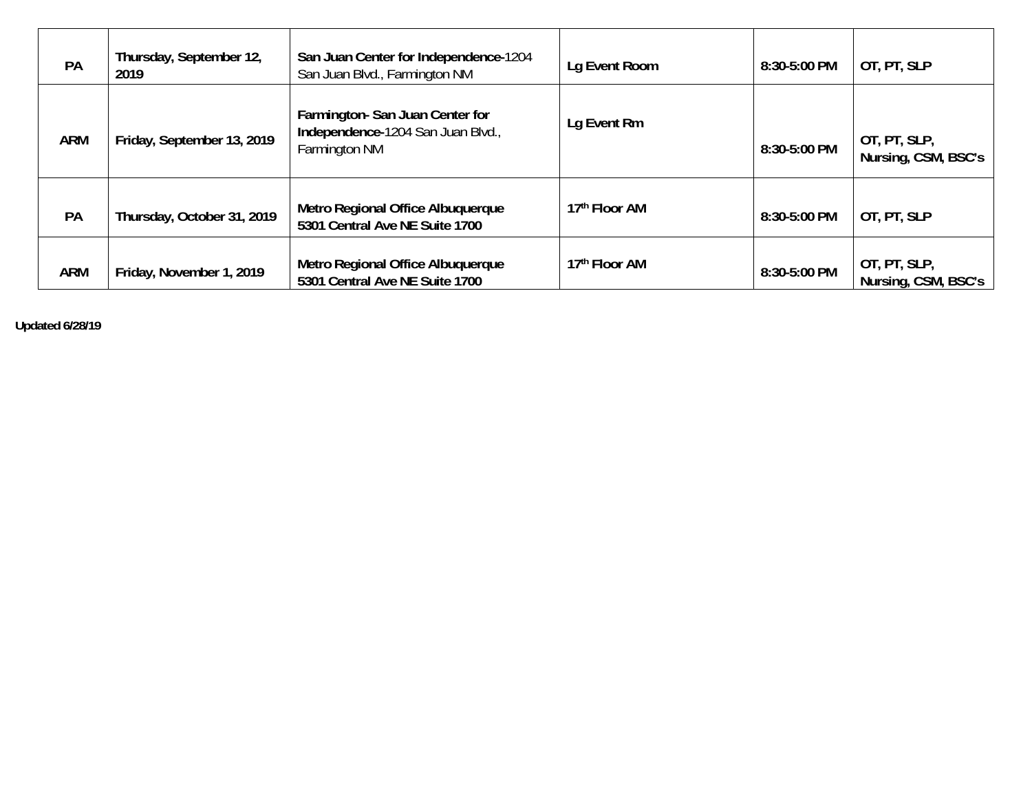| | | | | | |
|---|---|---|---|---|---|
| **PA** | **Thursday, September 12, 2019** | **San Juan Center for Independence-**1204 San Juan Blvd., Farmington NM | **Lg Event Room** | **8:30-5:00 PM** | **OT, PT, SLP** |
| **ARM** | **Friday, September 13, 2019** | **Farmington- San Juan Center for Independence-**1204 San Juan Blvd., Farmington NM | **Lg Event Rm** | **8:30-5:00 PM** | **OT, PT, SLP, Nursing, CSM, BSC's** |
| **PA** | **Thursday, October 31, 2019** | **Metro Regional Office Albuquerque 5301 Central Ave NE Suite 1700** | **17th Floor AM** | **8:30-5:00 PM** | **OT, PT, SLP** |
| **ARM** | **Friday, November 1, 2019** | **Metro Regional Office Albuquerque 5301 Central Ave NE Suite 1700** | **17th Floor AM** | **8:30-5:00 PM** | **OT, PT, SLP, Nursing, CSM, BSC's** |

**Updated 6/28/19**